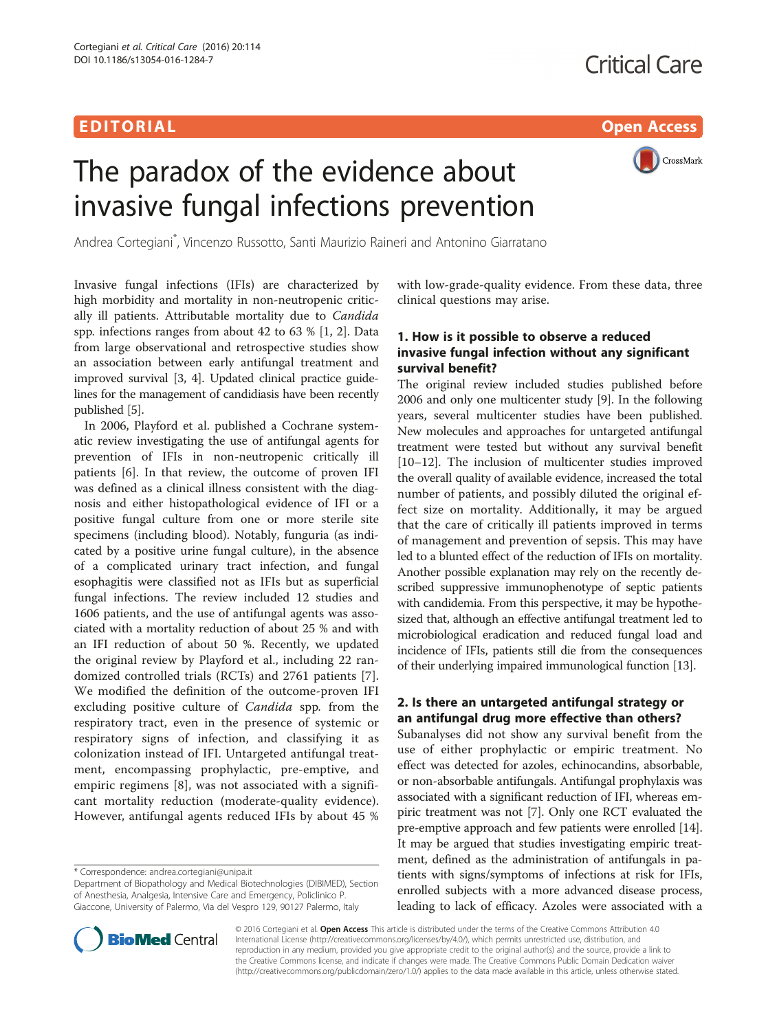EDITORIAL

Open Access

# The paradox of the evidence about invasive fungal infections prevention

Andrea Cortegiani*, Vincenzo Russotto, Santi Maurizio Raineri and Antonino Giarratano

Invasive fungal infections (IFIs) are characterized by high morbidity and mortality in non-neutropenic critically ill patients. Attributable mortality due to *Candida* spp. infections ranges from about 42 to 63 % [1, 2]. Data from large observational and retrospective studies show an association between early antifungal treatment and improved survival [3, 4]. Updated clinical practice guidelines for the management of candidiasis have been recently published [5].

In 2006, Playford et al. published a Cochrane systematic review investigating the use of antifungal agents for prevention of IFIs in non-neutropenic critically ill patients [6]. In that review, the outcome of proven IFI was defined as a clinical illness consistent with the diagnosis and either histopathological evidence of IFI or a positive fungal culture from one or more sterile site specimens (including blood). Notably, funguria (as indicated by a positive urine fungal culture), in the absence of a complicated urinary tract infection, and fungal esophagitis were classified not as IFIs but as superficial fungal infections. The review included 12 studies and 1606 patients, and the use of antifungal agents was associated with a mortality reduction of about 25 % and with an IFI reduction of about 50 %. Recently, we updated the original review by Playford et al., including 22 randomized controlled trials (RCTs) and 2761 patients [7]. We modified the definition of the outcome-proven IFI excluding positive culture of *Candida* spp. from the respiratory tract, even in the presence of systemic or respiratory signs of infection, and classifying it as colonization instead of IFI. Untargeted antifungal treatment, encompassing prophylactic, pre-emptive, and empiric regimens [8], was not associated with a significant mortality reduction (moderate-quality evidence). However, antifungal agents reduced IFIs by about 45 % with low-grade-quality evidence. From these data, three clinical questions may arise.

## 1. How is it possible to observe a reduced invasive fungal infection without any significant survival benefit?

The original review included studies published before 2006 and only one multicenter study [9]. In the following years, several multicenter studies have been published. New molecules and approaches for untargeted antifungal treatment were tested but without any survival benefit [10–12]. The inclusion of multicenter studies improved the overall quality of available evidence, increased the total number of patients, and possibly diluted the original effect size on mortality. Additionally, it may be argued that the care of critically ill patients improved in terms of management and prevention of sepsis. This may have led to a blunted effect of the reduction of IFIs on mortality. Another possible explanation may rely on the recently described suppressive immunophenotype of septic patients with candidemia. From this perspective, it may be hypothesized that, although an effective antifungal treatment led to microbiological eradication and reduced fungal load and incidence of IFIs, patients still die from the consequences of their underlying impaired immunological function [13].

## 2. Is there an untargeted antifungal strategy or an antifungal drug more effective than others?

Subanalyses did not show any survival benefit from the use of either prophylactic or empiric treatment. No effect was detected for azoles, echinocandins, absorbable, or non-absorbable antifungals. Antifungal prophylaxis was associated with a significant reduction of IFI, whereas empiric treatment was not [7]. Only one RCT evaluated the pre-emptive approach and few patients were enrolled [14]. It may be argued that studies investigating empiric treatment, defined as the administration of antifungals in patients with signs/symptoms of infections at risk for IFIs, enrolled subjects with a more advanced disease process, leading to lack of efficacy. Azoles were associated with a

\* Correspondence: andrea.cortegiani@unipa.it
Department of Biopathology and Medical Biotechnologies (DIBIMED), Section of Anesthesia, Analgesia, Intensive Care and Emergency, Policlinico P. Giaccone, University of Palermo, Via del Vespro 129, 90127 Palermo, Italy

© 2016 Cortegiani et al. **Open Access** This article is distributed under the terms of the Creative Commons Attribution 4.0 International License (http://creativecommons.org/licenses/by/4.0/), which permits unrestricted use, distribution, and reproduction in any medium, provided you give appropriate credit to the original author(s) and the source, provide a link to the Creative Commons license, and indicate if changes were made. The Creative Commons Public Domain Dedication waiver (http://creativecommons.org/publicdomain/zero/1.0/) applies to the data made available in this article, unless otherwise stated.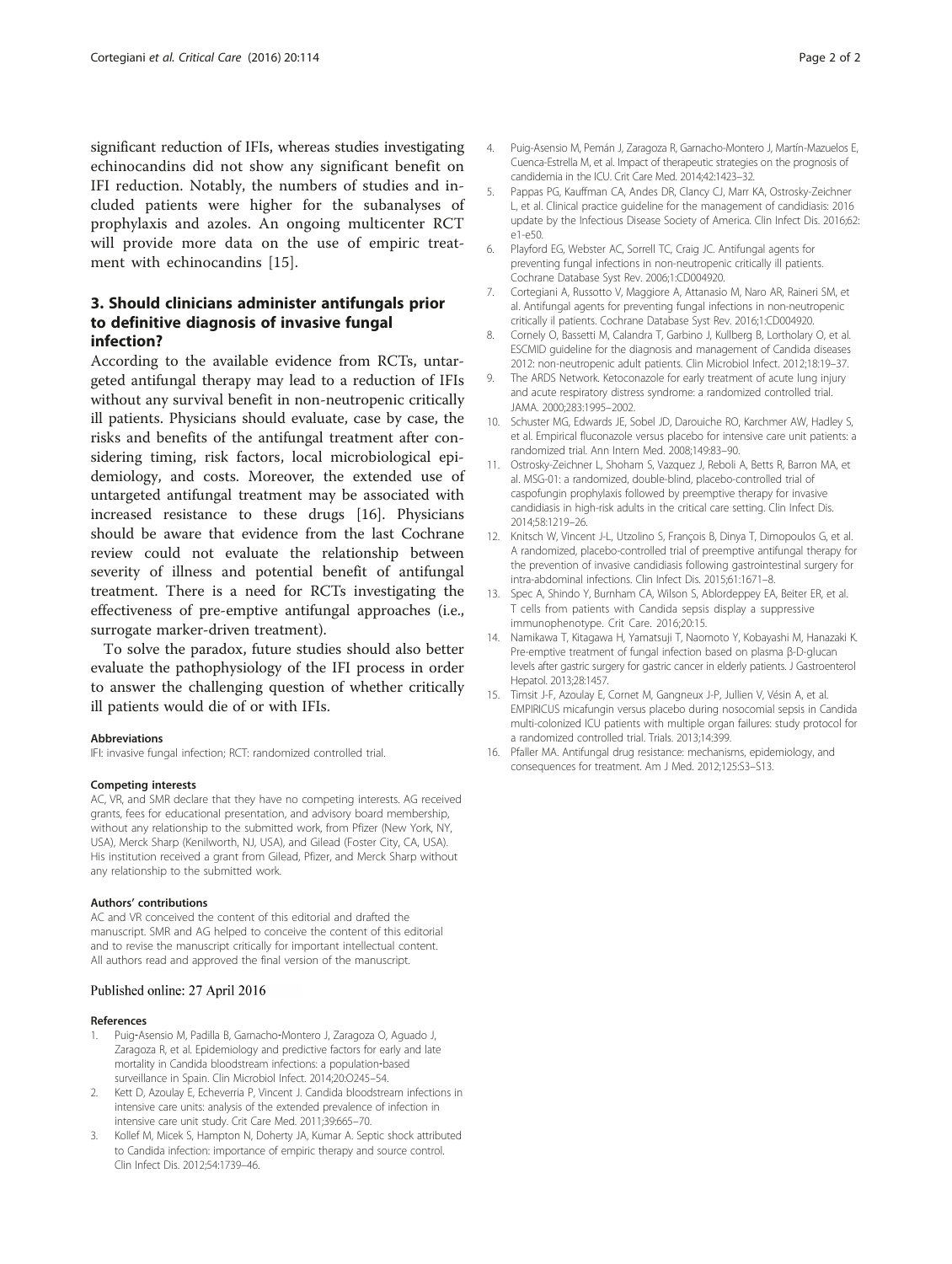significant reduction of IFIs, whereas studies investigating echinocandins did not show any significant benefit on IFI reduction. Notably, the numbers of studies and included patients were higher for the subanalyses of prophylaxis and azoles. An ongoing multicenter RCT will provide more data on the use of empiric treatment with echinocandins [15].

## 3. Should clinicians administer antifungals prior to definitive diagnosis of invasive fungal infection?

According to the available evidence from RCTs, untargeted antifungal therapy may lead to a reduction of IFIs without any survival benefit in non-neutropenic critically ill patients. Physicians should evaluate, case by case, the risks and benefits of the antifungal treatment after considering timing, risk factors, local microbiological epidemiology, and costs. Moreover, the extended use of untargeted antifungal treatment may be associated with increased resistance to these drugs [16]. Physicians should be aware that evidence from the last Cochrane review could not evaluate the relationship between severity of illness and potential benefit of antifungal treatment. There is a need for RCTs investigating the effectiveness of pre-emptive antifungal approaches (i.e., surrogate marker-driven treatment).

To solve the paradox, future studies should also better evaluate the pathophysiology of the IFI process in order to answer the challenging question of whether critically ill patients would die of or with IFIs.

#### Abbreviations

IFI: invasive fungal infection; RCT: randomized controlled trial.

#### Competing interests

AC, VR, and SMR declare that they have no competing interests. AG received grants, fees for educational presentation, and advisory board membership, without any relationship to the submitted work, from Pfizer (New York, NY, USA), Merck Sharp (Kenilworth, NJ, USA), and Gilead (Foster City, CA, USA). His institution received a grant from Gilead, Pfizer, and Merck Sharp without any relationship to the submitted work.

#### Authors' contributions

AC and VR conceived the content of this editorial and drafted the manuscript. SMR and AG helped to conceive the content of this editorial and to revise the manuscript critically for important intellectual content. All authors read and approved the final version of the manuscript.

Published online: 27 April 2016

#### References

1. Puig-Asensio M, Padilla B, Garnacho-Montero J, Zaragoza O, Aguado J, Zaragoza R, et al. Epidemiology and predictive factors for early and late mortality in Candida bloodstream infections: a population-based surveillance in Spain. Clin Microbiol Infect. 2014;20:O245–54.
2. Kett D, Azoulay E, Echeverria P, Vincent J. Candida bloodstream infections in intensive care units: analysis of the extended prevalence of infection in intensive care unit study. Crit Care Med. 2011;39:665–70.
3. Kollef M, Micek S, Hampton N, Doherty JA, Kumar A. Septic shock attributed to Candida infection: importance of empiric therapy and source control. Clin Infect Dis. 2012;54:1739–46.
4. Puig-Asensio M, Pemán J, Zaragoza R, Garnacho-Montero J, Martín-Mazuelos E, Cuenca-Estrella M, et al. Impact of therapeutic strategies on the prognosis of candidemia in the ICU. Crit Care Med. 2014;42:1423–32.
5. Pappas PG, Kauffman CA, Andes DR, Clancy CJ, Marr KA, Ostrosky-Zeichner L, et al. Clinical practice guideline for the management of candidiasis: 2016 update by the Infectious Disease Society of America. Clin Infect Dis. 2016;62:e1-e50.
6. Playford EG, Webster AC, Sorrell TC, Craig JC. Antifungal agents for preventing fungal infections in non-neutropenic critically ill patients. Cochrane Database Syst Rev. 2006;1:CD004920.
7. Cortegiani A, Russotto V, Maggiore A, Attanasio M, Naro AR, Raineri SM, et al. Antifungal agents for preventing fungal infections in non-neutropenic critically il patients. Cochrane Database Syst Rev. 2016;1:CD004920.
8. Cornely O, Bassetti M, Calandra T, Garbino J, Kullberg B, Lortholary O, et al. ESCMID guideline for the diagnosis and management of Candida diseases 2012: non-neutropenic adult patients. Clin Microbiol Infect. 2012;18:19–37.
9. The ARDS Network. Ketoconazole for early treatment of acute lung injury and acute respiratory distress syndrome: a randomized controlled trial. JAMA. 2000;283:1995–2002.
10. Schuster MG, Edwards JE, Sobel JD, Darouiche RO, Karchmer AW, Hadley S, et al. Empirical fluconazole versus placebo for intensive care unit patients: a randomized trial. Ann Intern Med. 2008;149:83–90.
11. Ostrosky-Zeichner L, Shoham S, Vazquez J, Reboli A, Betts R, Barron MA, et al. MSG-01: a randomized, double-blind, placebo-controlled trial of caspofungin prophylaxis followed by preemptive therapy for invasive candidiasis in high-risk adults in the critical care setting. Clin Infect Dis. 2014;58:1219–26.
12. Knitsch W, Vincent J-L, Utzolino S, François B, Dinya T, Dimopoulos G, et al. A randomized, placebo-controlled trial of preemptive antifungal therapy for the prevention of invasive candidiasis following gastrointestinal surgery for intra-abdominal infections. Clin Infect Dis. 2015;61:1671–8.
13. Spec A, Shindo Y, Burnham CA, Wilson S, Ablordeppey EA, Beiter ER, et al. T cells from patients with Candida sepsis display a suppressive immunophenotype. Crit Care. 2016;20:15.
14. Namikawa T, Kitagawa H, Yamatsuji T, Naomoto Y, Kobayashi M, Hanazaki K. Pre-emptive treatment of fungal infection based on plasma β-D-glucan levels after gastric surgery for gastric cancer in elderly patients. J Gastroenterol Hepatol. 2013;28:1457.
15. Timsit J-F, Azoulay E, Cornet M, Gangneux J-P, Jullien V, Vésin A, et al. EMPIRICUS micafungin versus placebo during nosocomial sepsis in Candida multi-colonized ICU patients with multiple organ failures: study protocol for a randomized controlled trial. Trials. 2013;14:399.
16. Pfaller MA. Antifungal drug resistance: mechanisms, epidemiology, and consequences for treatment. Am J Med. 2012;125:S3–S13.